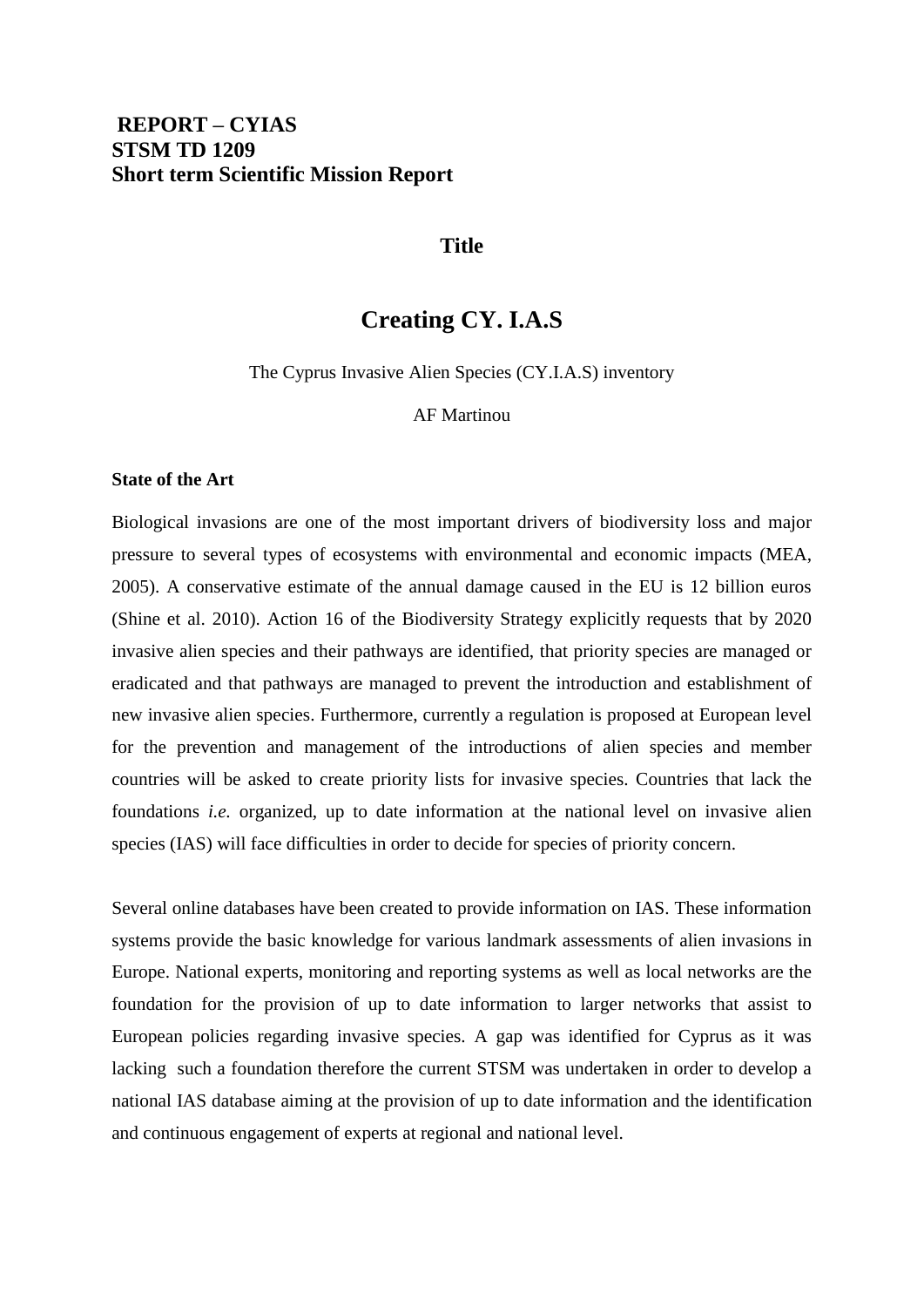**REPORT – CYIAS**
**STSM TD 1209**
**Short term Scientific Mission Report**

**Title**

# Creating CY. I.A.S

The Cyprus Invasive Alien Species (CY.I.A.S) inventory

AF Martinou

### State of the Art

Biological invasions are one of the most important drivers of biodiversity loss and major pressure to several types of ecosystems with environmental and economic impacts (MEA, 2005). A conservative estimate of the annual damage caused in the EU is 12 billion euros (Shine et al. 2010). Action 16 of the Biodiversity Strategy explicitly requests that by 2020 invasive alien species and their pathways are identified, that priority species are managed or eradicated and that pathways are managed to prevent the introduction and establishment of new invasive alien species. Furthermore, currently a regulation is proposed at European level for the prevention and management of the introductions of alien species and member countries will be asked to create priority lists for invasive species. Countries that lack the foundations *i.e.* organized, up to date information at the national level on invasive alien species (IAS) will face difficulties in order to decide for species of priority concern.

Several online databases have been created to provide information on IAS. These information systems provide the basic knowledge for various landmark assessments of alien invasions in Europe. National experts, monitoring and reporting systems as well as local networks are the foundation for the provision of up to date information to larger networks that assist to European policies regarding invasive species. A gap was identified for Cyprus as it was lacking such a foundation therefore the current STSM was undertaken in order to develop a national IAS database aiming at the provision of up to date information and the identification and continuous engagement of experts at regional and national level.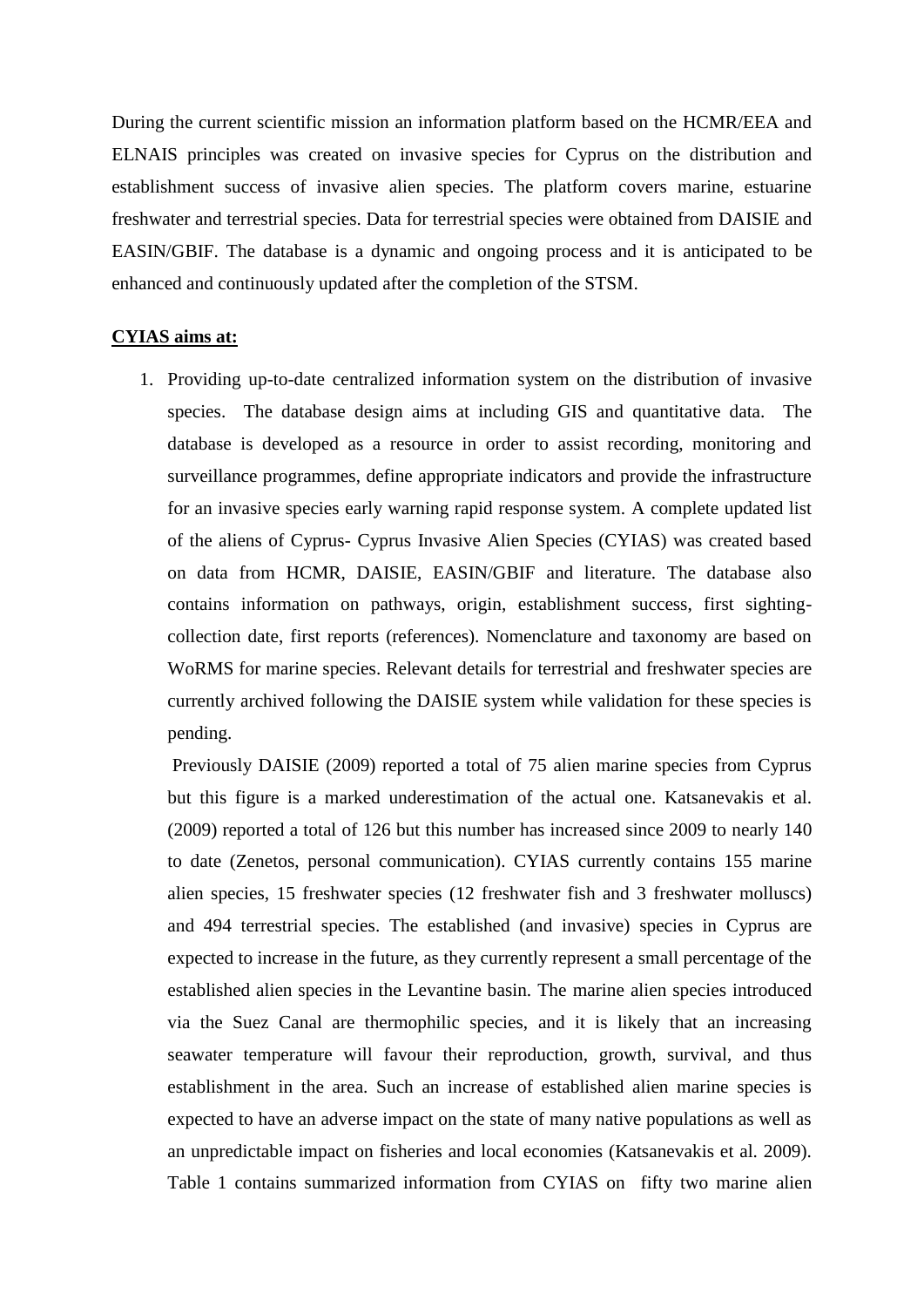During the current scientific mission an information platform based on the HCMR/EEA and ELNAIS principles was created on invasive species for Cyprus on the distribution and establishment success of invasive alien species. The platform covers marine, estuarine freshwater and terrestrial species. Data for terrestrial species were obtained from DAISIE and EASIN/GBIF. The database is a dynamic and ongoing process and it is anticipated to be enhanced and continuously updated after the completion of the STSM.

**CYIAS aims at:**

1. Providing up-to-date centralized information system on the distribution of invasive species. The database design aims at including GIS and quantitative data. The database is developed as a resource in order to assist recording, monitoring and surveillance programmes, define appropriate indicators and provide the infrastructure for an invasive species early warning rapid response system. A complete updated list of the aliens of Cyprus- Cyprus Invasive Alien Species (CYIAS) was created based on data from HCMR, DAISIE, EASIN/GBIF and literature. The database also contains information on pathways, origin, establishment success, first sighting-collection date, first reports (references). Nomenclature and taxonomy are based on WoRMS for marine species. Relevant details for terrestrial and freshwater species are currently archived following the DAISIE system while validation for these species is pending.

   Previously DAISIE (2009) reported a total of 75 alien marine species from Cyprus but this figure is a marked underestimation of the actual one. Katsanevakis et al. (2009) reported a total of 126 but this number has increased since 2009 to nearly 140 to date (Zenetos, personal communication). CYIAS currently contains 155 marine alien species, 15 freshwater species (12 freshwater fish and 3 freshwater molluscs) and 494 terrestrial species. The established (and invasive) species in Cyprus are expected to increase in the future, as they currently represent a small percentage of the established alien species in the Levantine basin. The marine alien species introduced via the Suez Canal are thermophilic species, and it is likely that an increasing seawater temperature will favour their reproduction, growth, survival, and thus establishment in the area. Such an increase of established alien marine species is expected to have an adverse impact on the state of many native populations as well as an unpredictable impact on fisheries and local economies (Katsanevakis et al. 2009). Table 1 contains summarized information from CYIAS on fifty two marine alien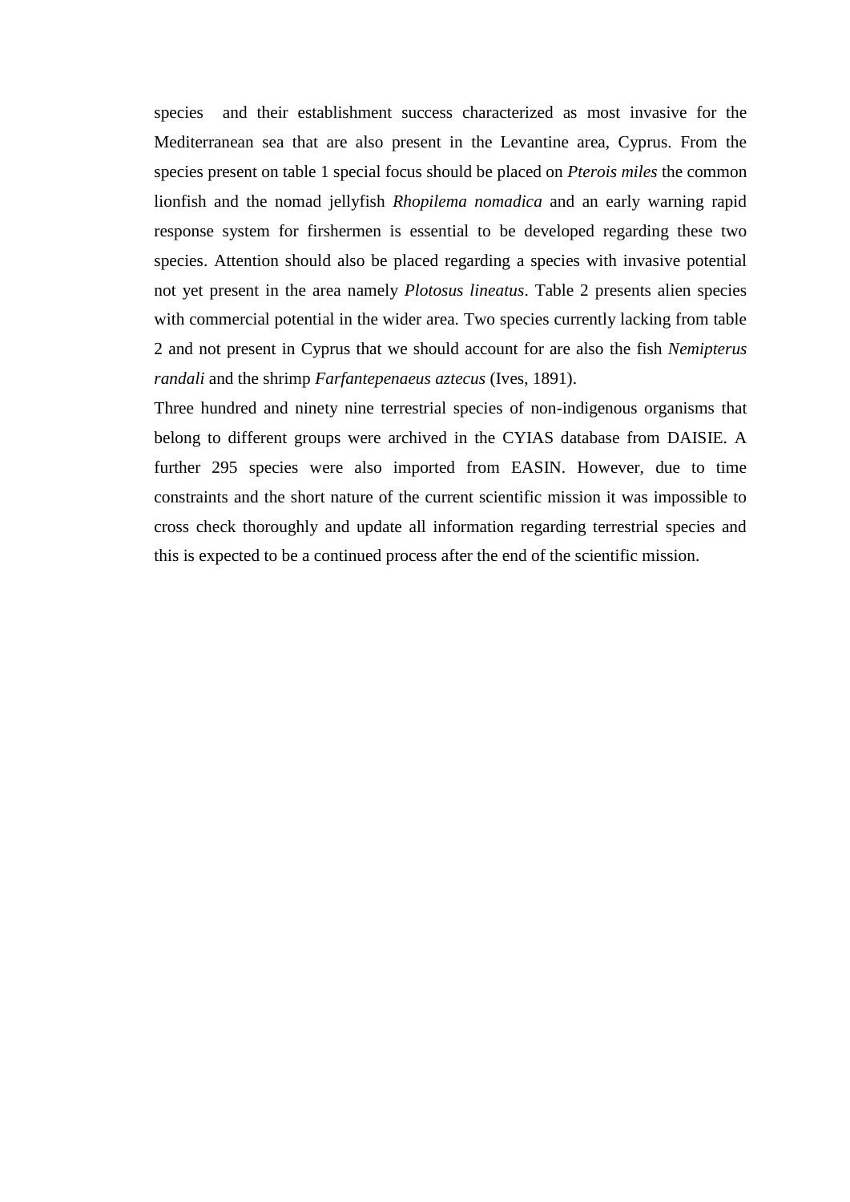species  and their establishment success characterized as most invasive for the Mediterranean sea that are also present in the Levantine area, Cyprus. From the species present on table 1 special focus should be placed on *Pterois miles* the common lionfish and the nomad jellyfish *Rhopilema nomadica* and an early warning rapid response system for firshermen is essential to be developed regarding these two species. Attention should also be placed regarding a species with invasive potential not yet present in the area namely *Plotosus lineatus*. Table 2 presents alien species with commercial potential in the wider area. Two species currently lacking from table 2 and not present in Cyprus that we should account for are also the fish *Nemipterus randali* and the shrimp *Farfantepenaeus aztecus* (Ives, 1891).

Three hundred and ninety nine terrestrial species of non-indigenous organisms that belong to different groups were archived in the CYIAS database from DAISIE. A further 295 species were also imported from EASIN. However, due to time constraints and the short nature of the current scientific mission it was impossible to cross check thoroughly and update all information regarding terrestrial species and this is expected to be a continued process after the end of the scientific mission.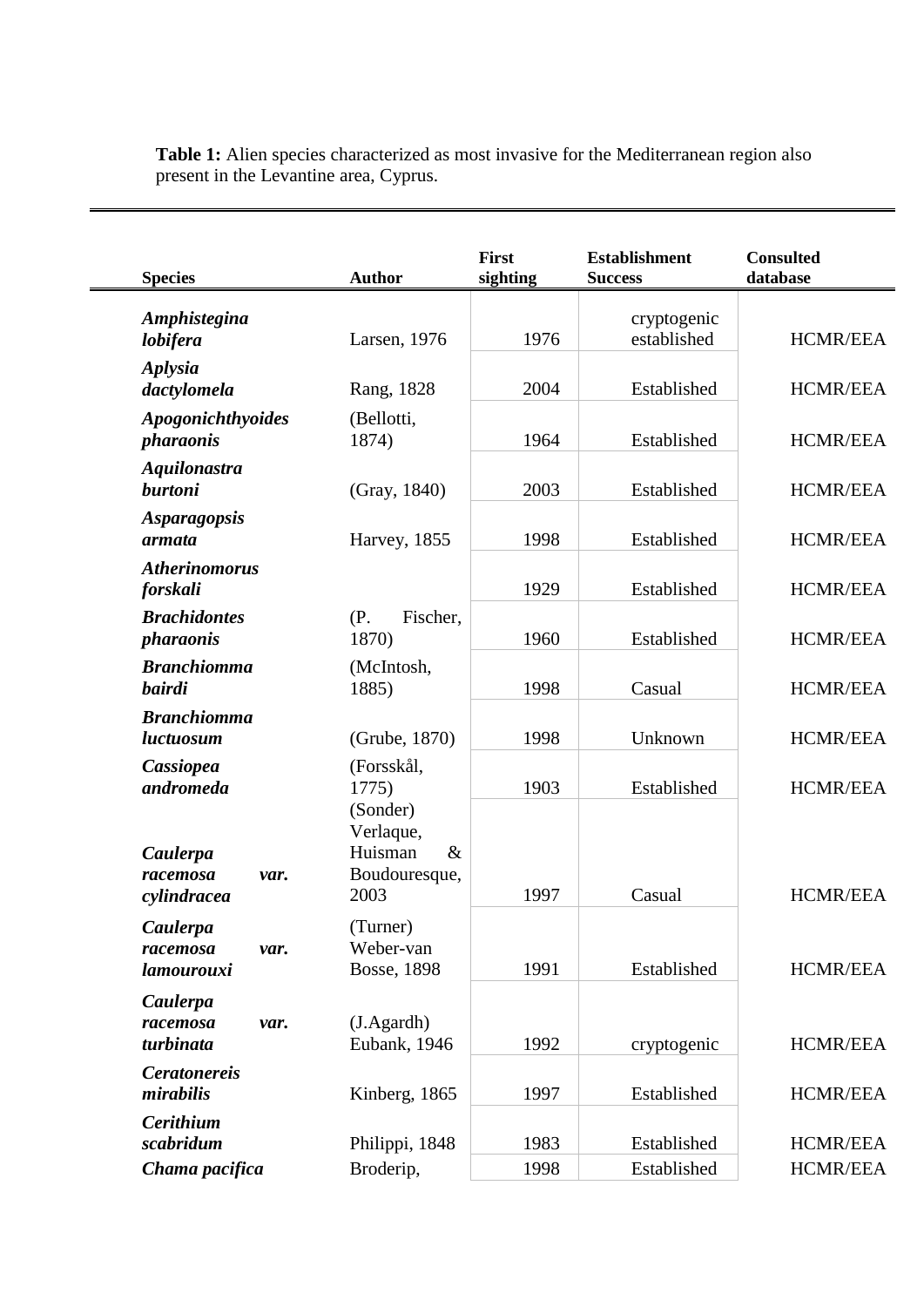**Table 1:** Alien species characterized as most invasive for the Mediterranean region also present in the Levantine area, Cyprus.

| Species | Author | First sighting | Establishment Success | Consulted database |
|---|---|---|---|---|
| ***Amphistegina lobifera*** | Larsen, 1976 | 1976 | cryptogenic established | HCMR/EEA |
| ***Aplysia dactylomela*** | Rang, 1828 | 2004 | Established | HCMR/EEA |
| ***Apogonichthyoides pharaonis*** | (Bellotti, 1874) | 1964 | Established | HCMR/EEA |
| ***Aquilonastra burtoni*** | (Gray, 1840) | 2003 | Established | HCMR/EEA |
| ***Asparagopsis armata*** | Harvey, 1855 | 1998 | Established | HCMR/EEA |
| ***Atherinomorus forskali*** | | 1929 | Established | HCMR/EEA |
| ***Brachidontes pharaonis*** | (P. Fischer, 1870) | 1960 | Established | HCMR/EEA |
| ***Branchiomma bairdi*** | (McIntosh, 1885) | 1998 | Casual | HCMR/EEA |
| ***Branchiomma luctuosum*** | (Grube, 1870) | 1998 | Unknown | HCMR/EEA |
| ***Cassiopea andromeda*** | (Forsskål, 1775) | 1903 | Established | HCMR/EEA |
| ***Caulerpa racemosa var. cylindracea*** | (Sonder) Verlaque, Huisman & Boudouresque, 2003 | 1997 | Casual | HCMR/EEA |
| ***Caulerpa racemosa var. lamourouxi*** | (Turner) Weber-van Bosse, 1898 | 1991 | Established | HCMR/EEA |
| ***Caulerpa racemosa var. turbinata*** | (J.Agardh) Eubank, 1946 | 1992 | cryptogenic | HCMR/EEA |
| ***Ceratonereis mirabilis*** | Kinberg, 1865 | 1997 | Established | HCMR/EEA |
| ***Cerithium scabridum*** | Philippi, 1848 | 1983 | Established | HCMR/EEA |
| ***Chama pacifica*** | Broderip, | 1998 | Established | HCMR/EEA |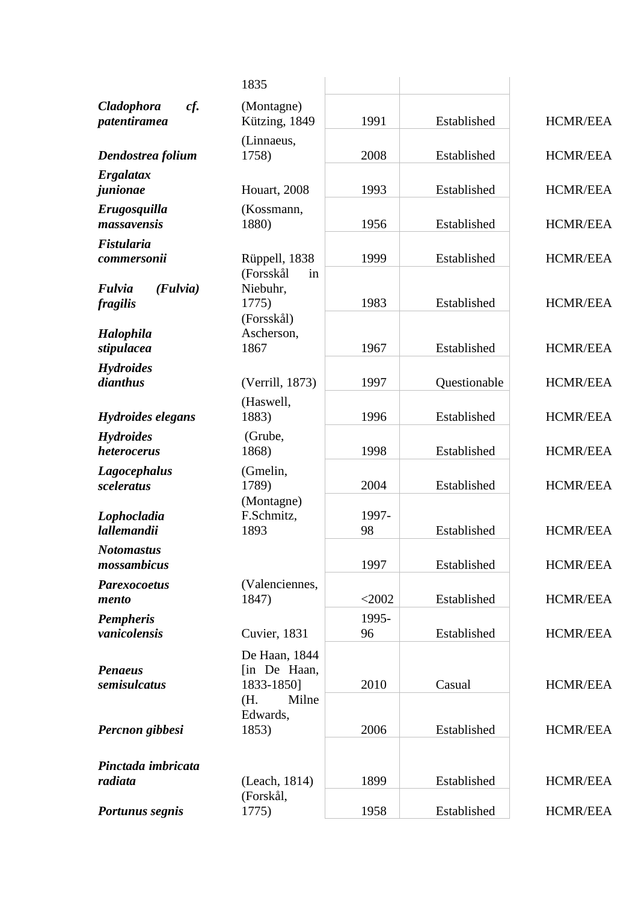| | | | | |
|---|---|---|---|---|
| | 1835 | | | |
| ***Cladophora cf. patentiramea*** | (Montagne) Kützing, 1849 | 1991 | Established | HCMR/EEA |
| ***Dendostrea folium*** | (Linnaeus, 1758) | 2008 | Established | HCMR/EEA |
| ***Ergalatax junionae*** | Houart, 2008 | 1993 | Established | HCMR/EEA |
| ***Erugosquilla massavensis*** | (Kossmann, 1880) | 1956 | Established | HCMR/EEA |
| ***Fistularia commersonii*** | Rüppell, 1838 | 1999 | Established | HCMR/EEA |
| ***Fulvia (Fulvia) fragilis*** | (Forsskål in Niebuhr, 1775) | 1983 | Established | HCMR/EEA |
| ***Halophila stipulacea*** | (Forsskål) Ascherson, 1867 | 1967 | Established | HCMR/EEA |
| ***Hydroides dianthus*** | (Verrill, 1873) | 1997 | Questionable | HCMR/EEA |
| ***Hydroides elegans*** | (Haswell, 1883) | 1996 | Established | HCMR/EEA |
| ***Hydroides heterocerus*** | (Grube, 1868) | 1998 | Established | HCMR/EEA |
| ***Lagocephalus sceleratus*** | (Gmelin, 1789) | 2004 | Established | HCMR/EEA |
| ***Lophocladia lallemandii*** | (Montagne) F.Schmitz, 1893 | 1997-98 | Established | HCMR/EEA |
| ***Notomastus mossambicus*** | | 1997 | Established | HCMR/EEA |
| ***Parexocoetus mento*** | (Valenciennes, 1847) | <2002 | Established | HCMR/EEA |
| ***Pempheris vanicolensis*** | Cuvier, 1831 | 1995-96 | Established | HCMR/EEA |
| ***Penaeus semisulcatus*** | De Haan, 1844 [in De Haan, 1833-1850] | 2010 | Casual | HCMR/EEA |
| ***Percnon gibbesi*** | (H. Milne Edwards, 1853) | 2006 | Established | HCMR/EEA |
| ***Pinctada imbricata radiata*** | (Leach, 1814) | 1899 | Established | HCMR/EEA |
| ***Portunus segnis*** | (Forskål, 1775) | 1958 | Established | HCMR/EEA |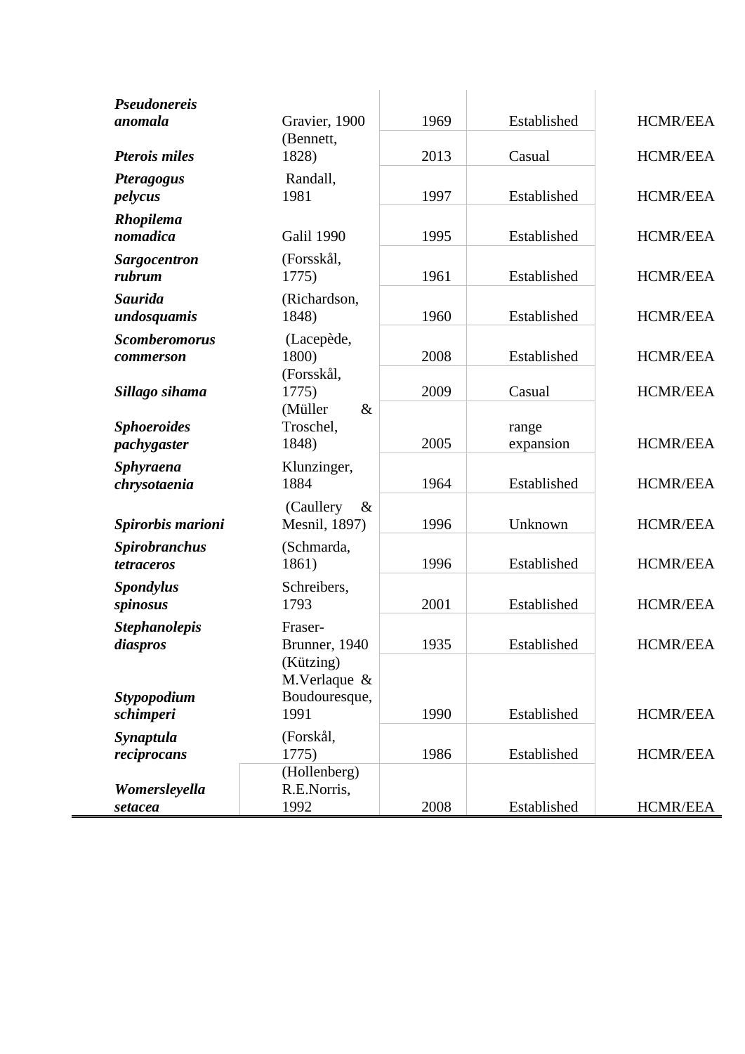| | | | | |
|---|---|---|---|---|
| ***Pseudonereis anomala*** | Gravier, 1900 | 1969 | Established | HCMR/EEA |
| ***Pterois miles*** | (Bennett, 1828) | 2013 | Casual | HCMR/EEA |
| ***Pteragogus pelycus*** | Randall, 1981 | 1997 | Established | HCMR/EEA |
| ***Rhopilema nomadica*** | Galil 1990 | 1995 | Established | HCMR/EEA |
| ***Sargocentron rubrum*** | (Forsskål, 1775) | 1961 | Established | HCMR/EEA |
| ***Saurida undosquamis*** | (Richardson, 1848) | 1960 | Established | HCMR/EEA |
| ***Scomberomorus commerson*** | (Lacepède, 1800) | 2008 | Established | HCMR/EEA |
| ***Sillago sihama*** | (Forsskål, 1775) | 2009 | Casual | HCMR/EEA |
| ***Sphoeroides pachygaster*** | (Müller & Troschel, 1848) | 2005 | range expansion | HCMR/EEA |
| ***Sphyraena chrysotaenia*** | Klunzinger, 1884 | 1964 | Established | HCMR/EEA |
| ***Spirorbis marioni*** | (Caullery & Mesnil, 1897) | 1996 | Unknown | HCMR/EEA |
| ***Spirobranchus tetraceros*** | (Schmarda, 1861) | 1996 | Established | HCMR/EEA |
| ***Spondylus spinosus*** | Schreibers, 1793 | 2001 | Established | HCMR/EEA |
| ***Stephanolepis diaspros*** | Fraser-Brunner, 1940 | 1935 | Established | HCMR/EEA |
| ***Stypopodium schimperi*** | (Kützing) M.Verlaque & Boudouresque, 1991 | 1990 | Established | HCMR/EEA |
| ***Synaptula reciprocans*** | (Forskål, 1775) | 1986 | Established | HCMR/EEA |
| ***Womersleyella setacea*** | (Hollenberg) R.E.Norris, 1992 | 2008 | Established | HCMR/EEA |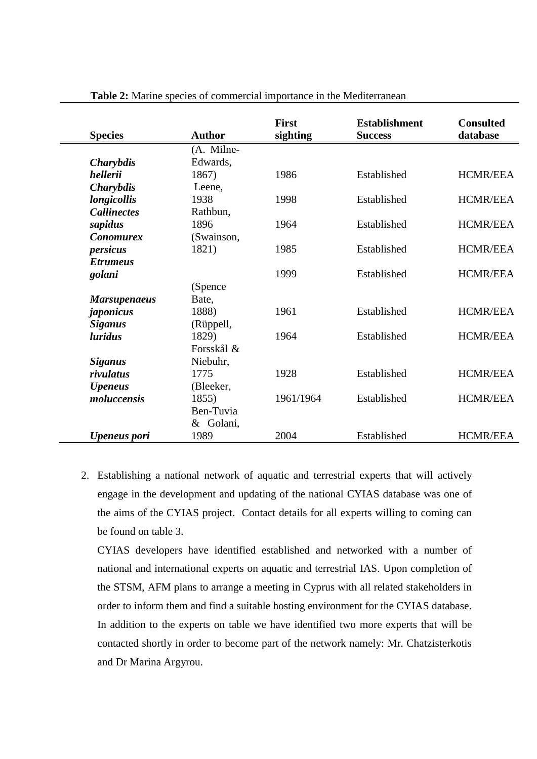**Table 2:** Marine species of commercial importance in the Mediterranean

| Species | Author | First sighting | Establishment Success | Consulted database |
|---|---|---|---|---|
| ***Charybdis hellerii*** | (A. Milne-Edwards, 1867) | 1986 | Established | HCMR/EEA |
| ***Charybdis longicollis*** | Leene, 1938 | 1998 | Established | HCMR/EEA |
| ***Callinectes sapidus*** | Rathbun, 1896 | 1964 | Established | HCMR/EEA |
| ***Conomurex persicus*** | (Swainson, 1821) | 1985 | Established | HCMR/EEA |
| ***Etrumeus golani*** | | 1999 | Established | HCMR/EEA |
| ***Marsupenaeus japonicus*** | (Spence Bate, 1888) | 1961 | Established | HCMR/EEA |
| ***Siganus luridus*** | (Rüppell, 1829) | 1964 | Established | HCMR/EEA |
| ***Siganus rivulatus*** | Forsskål & Niebuhr, 1775 | 1928 | Established | HCMR/EEA |
| ***Upeneus moluccensis*** | (Bleeker, 1855) | 1961/1964 | Established | HCMR/EEA |
| ***Upeneus pori*** | Ben-Tuvia & Golani, 1989 | 2004 | Established | HCMR/EEA |

2. Establishing a national network of aquatic and terrestrial experts that will actively engage in the development and updating of the national CYIAS database was one of the aims of the CYIAS project. Contact details for all experts willing to coming can be found on table 3.

   CYIAS developers have identified established and networked with a number of national and international experts on aquatic and terrestrial IAS. Upon completion of the STSM, AFM plans to arrange a meeting in Cyprus with all related stakeholders in order to inform them and find a suitable hosting environment for the CYIAS database. In addition to the experts on table we have identified two more experts that will be contacted shortly in order to become part of the network namely: Mr. Chatzisterkotis and Dr Marina Argyrou.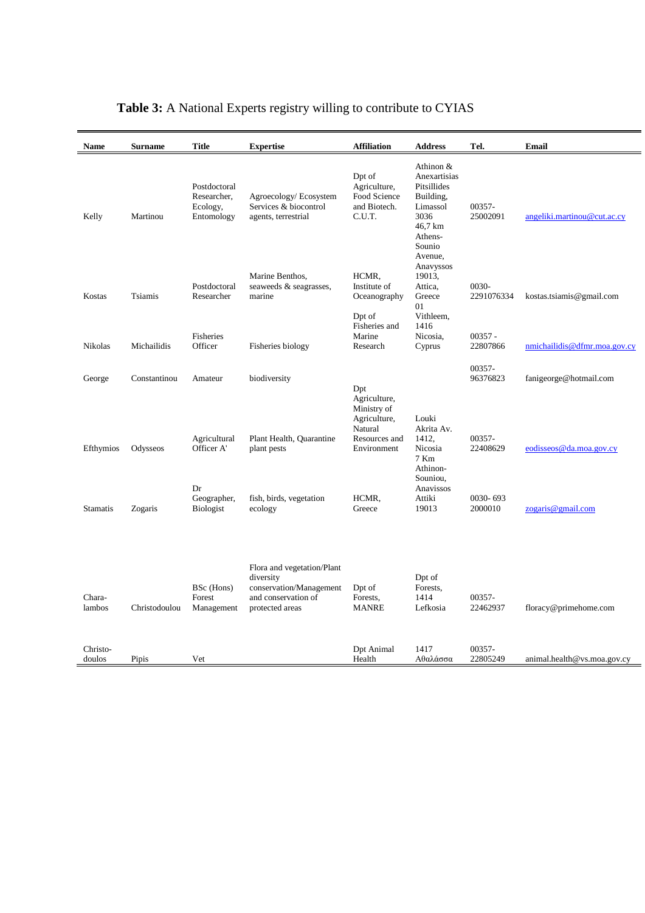**Table 3:** A National Experts registry willing to contribute to CYIAS

| Name | Surname | Title | Expertise | Affiliation | Address | Tel. | Email |
|---|---|---|---|---|---|---|---|
| Kelly | Martinou | Postdoctoral Researcher, Ecology, Entomology | Agroecology/ Ecosystem Services & biocontrol agents, terrestrial | Dpt of Agriculture, Food Science and Biotech. C.U.T. | Athinon & Anexartisias Pitsillides Building, Limassol 3036 | 00357-25002091 | angeliki.martinou@cut.ac.cy |
| Kostas | Tsiamis | Postdoctoral Researcher | Marine Benthos, seaweeds & seagrasses, marine | HCMR, Institute of Oceanography | 46,7 km Athens-Sounio Avenue, Anavyssos 19013, Attica, Greece | 0030-2291076334 | kostas.tsiamis@gmail.com |
| Nikolas | Michailidis | Fisheries Officer | Fisheries biology | Dpt of Fisheries and Marine Research | 01 Vithleem, 1416 Nicosia, Cyprus | 00357 - 22807866 | nmichailidis@dfmr.moa.gov.cy |
| George | Constantinou | Amateur | biodiversity | | | 00357-96376823 | fanigeorge@hotmail.com |
| Efthymios | Odysseos | Agricultural Officer A' | Plant Health, Quarantine plant pests | Dpt Agriculture, Ministry of Agriculture, Natural Resources and Environment | Louki Akrita Av. 1412, Nicosia | 00357-22408629 | eodisseos@da.moa.gov.cy |
| Stamatis | Zogaris | Dr Geographer, Biologist | fish, birds, vegetation ecology | HCMR, Greece | 7 Km Athinon-Souniou, Anavissos Attiki 19013 | 0030- 693 2000010 | zogaris@gmail.com |
| Chara-lambos | Christodoulou | BSc (Hons) Forest Management | Flora and vegetation/Plant diversity conservation/Management and conservation of protected areas | Dpt of Forests, MANRE | Dpt of Forests, 1414 Lefkosia | 00357-22462937 | floracy@primehome.com |
| Christo-doulos | Pipis | Vet | | Dpt Animal Health | 1417 Αθαλάσσα | 00357-22805249 | animal.health@vs.moa.gov.cy |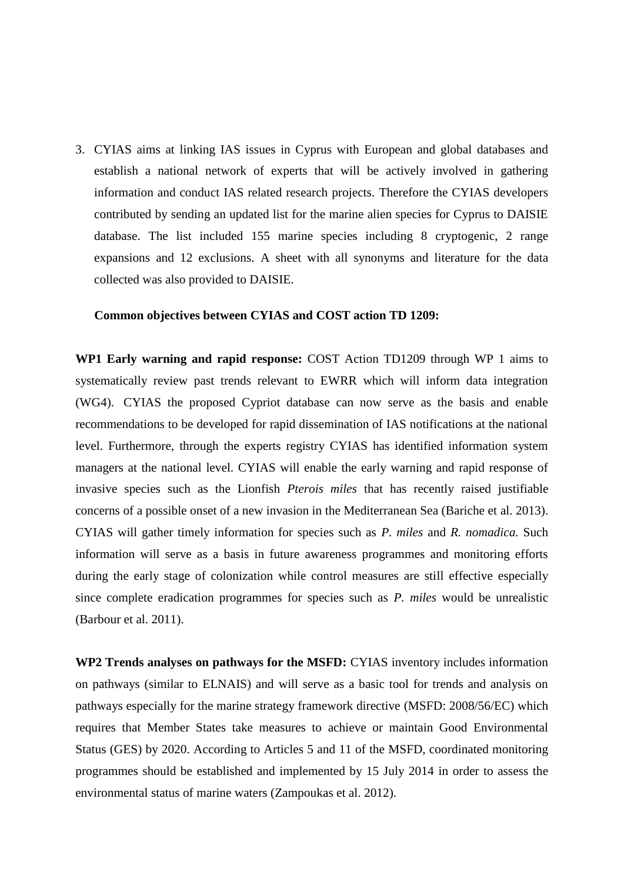3. CYIAS aims at linking IAS issues in Cyprus with European and global databases and establish a national network of experts that will be actively involved in gathering information and conduct IAS related research projects. Therefore the CYIAS developers contributed by sending an updated list for the marine alien species for Cyprus to DAISIE database. The list included 155 marine species including 8 cryptogenic, 2 range expansions and 12 exclusions. A sheet with all synonyms and literature for the data collected was also provided to DAISIE.

**Common objectives between CYIAS and COST action TD 1209:**

**WP1 Early warning and rapid response:** COST Action TD1209 through WP 1 aims to systematically review past trends relevant to EWRR which will inform data integration (WG4). CYIAS the proposed Cypriot database can now serve as the basis and enable recommendations to be developed for rapid dissemination of IAS notifications at the national level. Furthermore, through the experts registry CYIAS has identified information system managers at the national level. CYIAS will enable the early warning and rapid response of invasive species such as the Lionfish *Pterois miles* that has recently raised justifiable concerns of a possible onset of a new invasion in the Mediterranean Sea (Bariche et al. 2013). CYIAS will gather timely information for species such as *P. miles* and *R. nomadica.* Such information will serve as a basis in future awareness programmes and monitoring efforts during the early stage of colonization while control measures are still effective especially since complete eradication programmes for species such as *P. miles* would be unrealistic (Barbour et al. 2011).

**WP2 Trends analyses on pathways for the MSFD:** CYIAS inventory includes information on pathways (similar to ELNAIS) and will serve as a basic tool for trends and analysis on pathways especially for the marine strategy framework directive (MSFD: 2008/56/EC) which requires that Member States take measures to achieve or maintain Good Environmental Status (GES) by 2020. According to Articles 5 and 11 of the MSFD, coordinated monitoring programmes should be established and implemented by 15 July 2014 in order to assess the environmental status of marine waters (Zampoukas et al. 2012).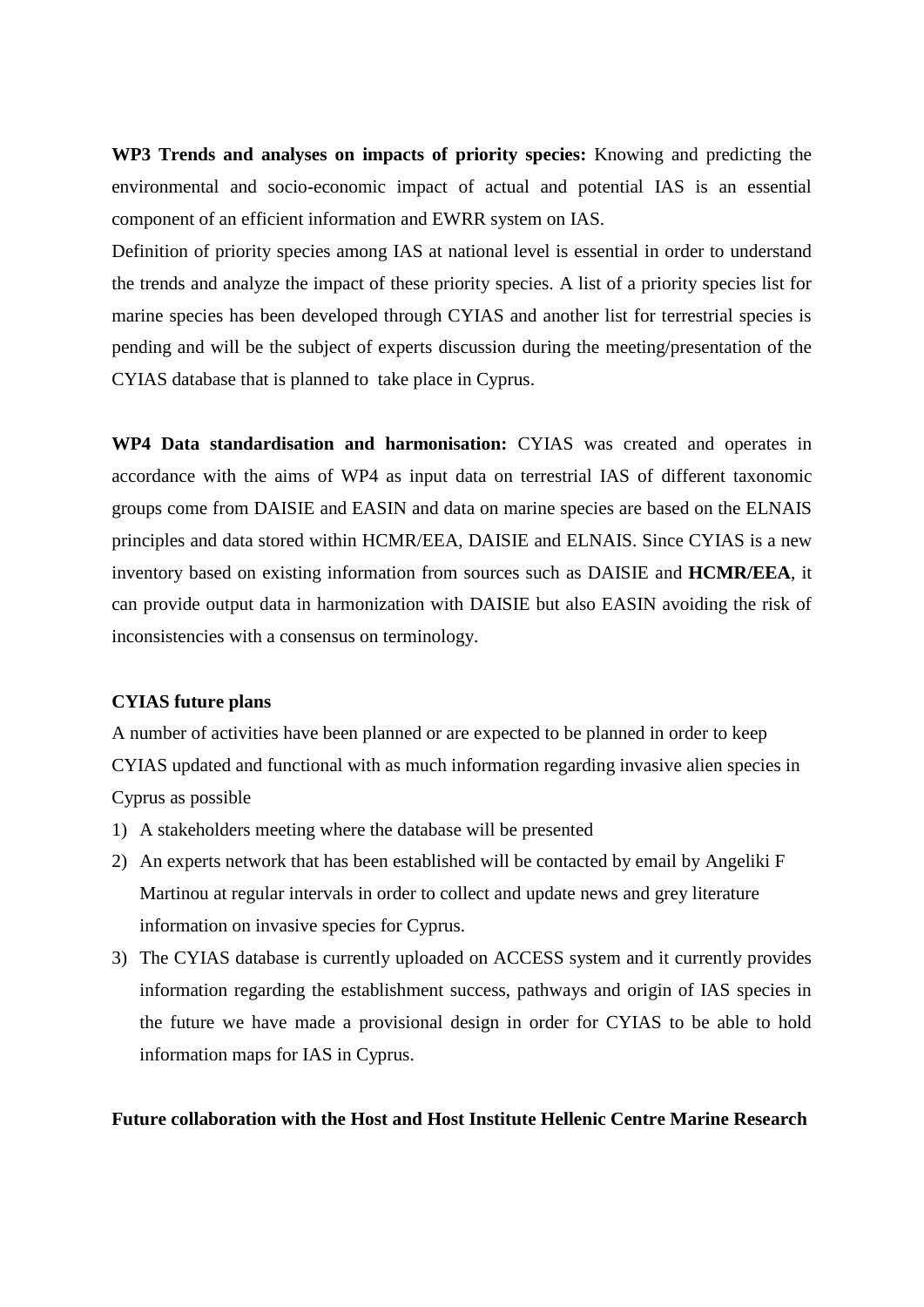**WP3 Trends and analyses on impacts of priority species:** Knowing and predicting the environmental and socio-economic impact of actual and potential IAS is an essential component of an efficient information and EWRR system on IAS.

Definition of priority species among IAS at national level is essential in order to understand the trends and analyze the impact of these priority species. A list of a priority species list for marine species has been developed through CYIAS and another list for terrestrial species is pending and will be the subject of experts discussion during the meeting/presentation of the CYIAS database that is planned to take place in Cyprus.

**WP4 Data standardisation and harmonisation:** CYIAS was created and operates in accordance with the aims of WP4 as input data on terrestrial IAS of different taxonomic groups come from DAISIE and EASIN and data on marine species are based on the ELNAIS principles and data stored within HCMR/EEA, DAISIE and ELNAIS. Since CYIAS is a new inventory based on existing information from sources such as DAISIE and **HCMR/EEA**, it can provide output data in harmonization with DAISIE but also EASIN avoiding the risk of inconsistencies with a consensus on terminology.

**CYIAS future plans**

A number of activities have been planned or are expected to be planned in order to keep CYIAS updated and functional with as much information regarding invasive alien species in Cyprus as possible

1) A stakeholders meeting where the database will be presented
2) An experts network that has been established will be contacted by email by Angeliki F Martinou at regular intervals in order to collect and update news and grey literature information on invasive species for Cyprus.
3) The CYIAS database is currently uploaded on ACCESS system and it currently provides information regarding the establishment success, pathways and origin of IAS species in the future we have made a provisional design in order for CYIAS to be able to hold information maps for IAS in Cyprus.

**Future collaboration with the Host and Host Institute Hellenic Centre Marine Research**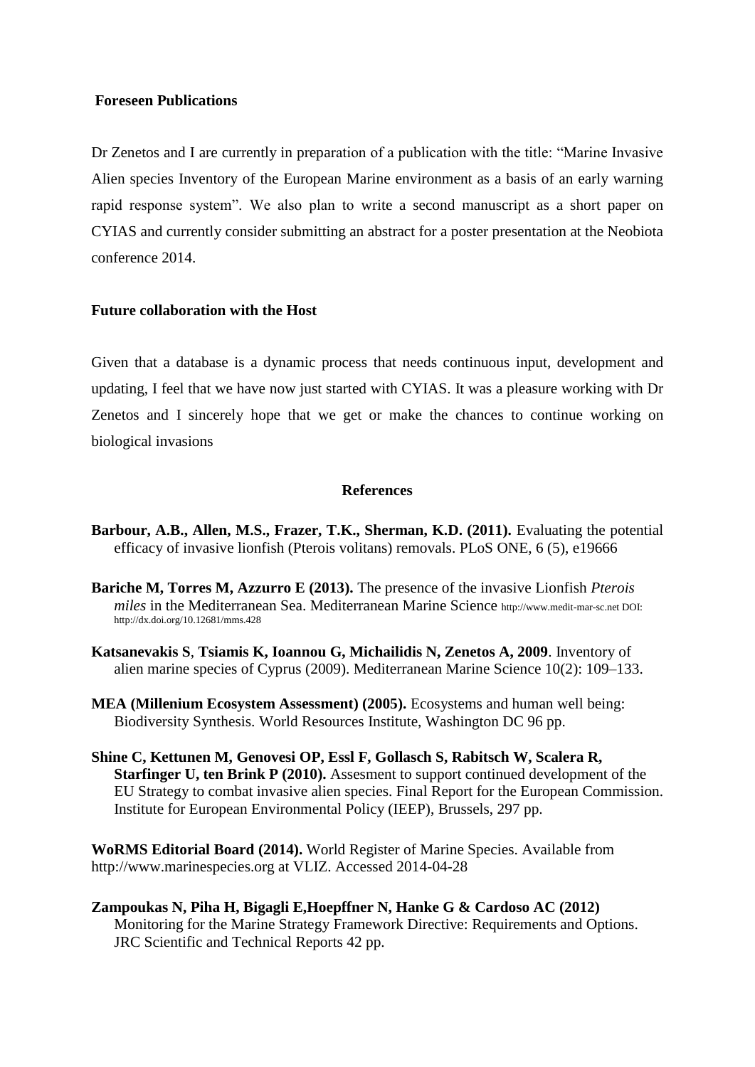### Foreseen Publications

Dr Zenetos and I are currently in preparation of a publication with the title: "Marine Invasive Alien species Inventory of the European Marine environment as a basis of an early warning rapid response system". We also plan to write a second manuscript as a short paper on CYIAS and currently consider submitting an abstract for a poster presentation at the Neobiota conference 2014.

### Future collaboration with the Host

Given that a database is a dynamic process that needs continuous input, development and updating, I feel that we have now just started with CYIAS. It was a pleasure working with Dr Zenetos and I sincerely hope that we get or make the chances to continue working on biological invasions

### References

**Barbour, A.B., Allen, M.S., Frazer, T.K., Sherman, K.D. (2011).** Evaluating the potential efficacy of invasive lionfish (Pterois volitans) removals. PLoS ONE, 6 (5), e19666

**Bariche M, Torres M, Azzurro E (2013).** The presence of the invasive Lionfish *Pterois miles* in the Mediterranean Sea. Mediterranean Marine Science http://www.medit-mar-sc.net DOI: http://dx.doi.org/10.12681/mms.428

**Katsanevakis S**, **Tsiamis K, Ioannou G, Michailidis N, Zenetos A, 2009**. Inventory of alien marine species of Cyprus (2009). Mediterranean Marine Science 10(2): 109–133.

**MEA (Millenium Ecosystem Assessment) (2005).** Ecosystems and human well being: Biodiversity Synthesis. World Resources Institute, Washington DC 96 pp.

**Shine C, Kettunen M, Genovesi OP, Essl F, Gollasch S, Rabitsch W, Scalera R, Starfinger U, ten Brink P (2010).** Assesment to support continued development of the EU Strategy to combat invasive alien species. Final Report for the European Commission. Institute for European Environmental Policy (IEEP), Brussels, 297 pp.

**WoRMS Editorial Board (2014).** World Register of Marine Species. Available from http://www.marinespecies.org at VLIZ. Accessed 2014-04-28

**Zampoukas N, Piha H, Bigagli E,Hoepffner N, Hanke G & Cardoso AC (2012)** Monitoring for the Marine Strategy Framework Directive: Requirements and Options. JRC Scientific and Technical Reports 42 pp.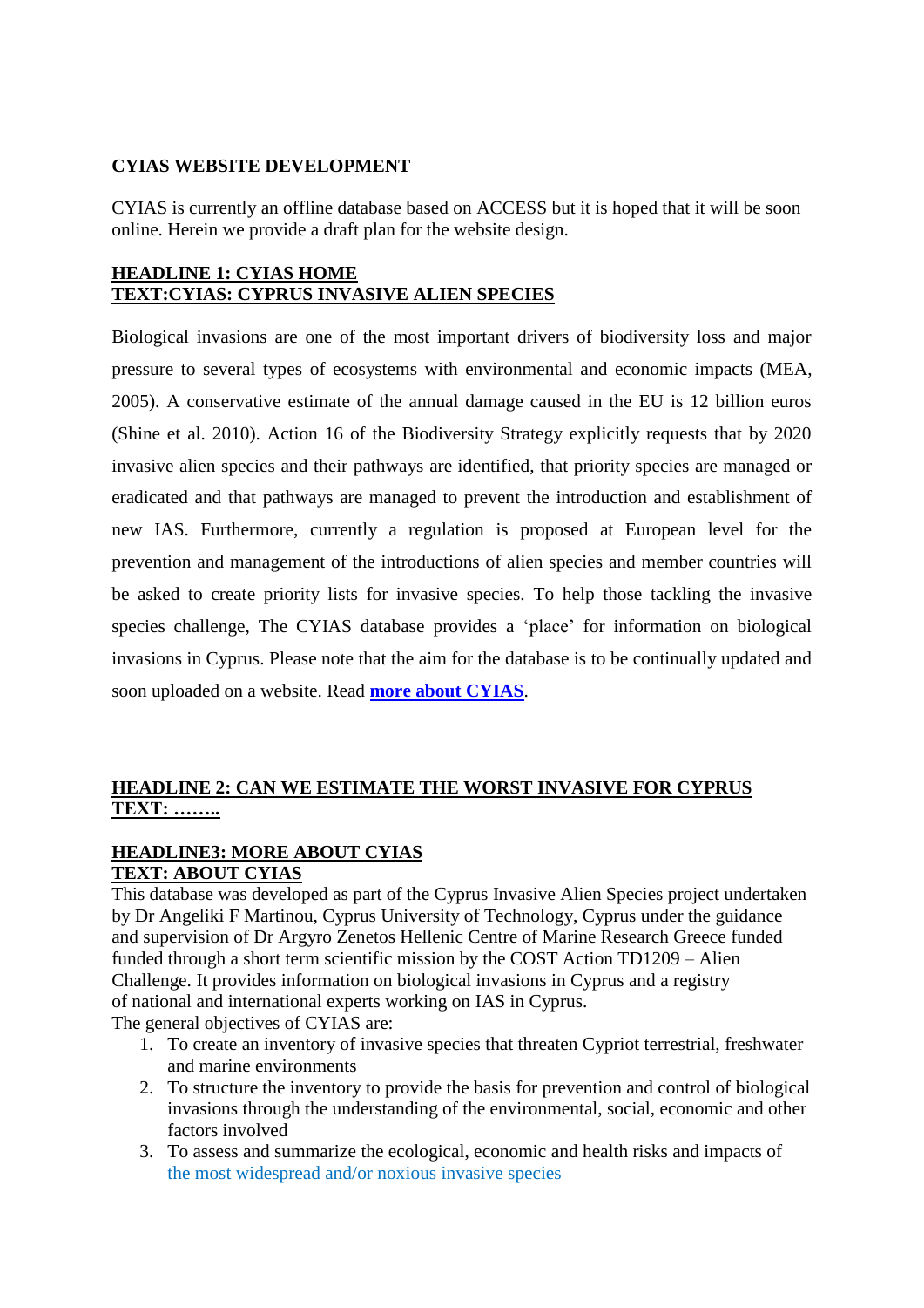**CYIAS WEBSITE DEVELOPMENT**

CYIAS is currently an offline database based on ACCESS but it is hoped that it will be soon online. Herein we provide a draft plan for the website design.

**HEADLINE 1: CYIAS HOME**
**TEXT:CYIAS: CYPRUS INVASIVE ALIEN SPECIES**

Biological invasions are one of the most important drivers of biodiversity loss and major pressure to several types of ecosystems with environmental and economic impacts (MEA, 2005). A conservative estimate of the annual damage caused in the EU is 12 billion euros (Shine et al. 2010). Action 16 of the Biodiversity Strategy explicitly requests that by 2020 invasive alien species and their pathways are identified, that priority species are managed or eradicated and that pathways are managed to prevent the introduction and establishment of new IAS. Furthermore, currently a regulation is proposed at European level for the prevention and management of the introductions of alien species and member countries will be asked to create priority lists for invasive species. To help those tackling the invasive species challenge, The CYIAS database provides a 'place' for information on biological invasions in Cyprus. Please note that the aim for the database is to be continually updated and soon uploaded on a website. Read **more about CYIAS**.

**HEADLINE 2: CAN WE ESTIMATE THE WORST INVASIVE FOR CYPRUS**
**TEXT: ……..**

**HEADLINE3: MORE ABOUT CYIAS**
**TEXT: ABOUT CYIAS**

This database was developed as part of the Cyprus Invasive Alien Species project undertaken by Dr Angeliki F Martinou, Cyprus University of Technology, Cyprus under the guidance and supervision of Dr Argyro Zenetos Hellenic Centre of Marine Research Greece funded funded through a short term scientific mission by the COST Action TD1209 – Alien Challenge. It provides information on biological invasions in Cyprus and a registry of national and international experts working on IAS in Cyprus.

The general objectives of CYIAS are:

1. To create an inventory of invasive species that threaten Cypriot terrestrial, freshwater and marine environments
2. To structure the inventory to provide the basis for prevention and control of biological invasions through the understanding of the environmental, social, economic and other factors involved
3. To assess and summarize the ecological, economic and health risks and impacts of the most widespread and/or noxious invasive species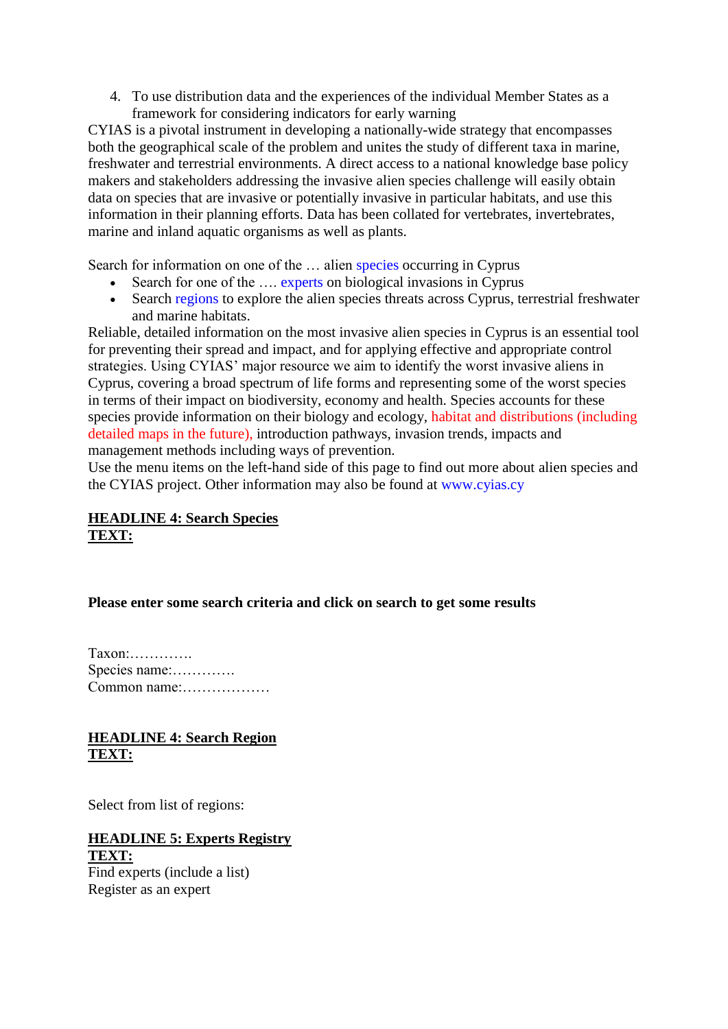4. To use distribution data and the experiences of the individual Member States as a framework for considering indicators for early warning

CYIAS is a pivotal instrument in developing a nationally-wide strategy that encompasses both the geographical scale of the problem and unites the study of different taxa in marine, freshwater and terrestrial environments. A direct access to a national knowledge base policy makers and stakeholders addressing the invasive alien species challenge will easily obtain data on species that are invasive or potentially invasive in particular habitats, and use this information in their planning efforts. Data has been collated for vertebrates, invertebrates, marine and inland aquatic organisms as well as plants.

Search for information on one of the … alien species occurring in Cyprus

- Search for one of the …. experts on biological invasions in Cyprus
- Search regions to explore the alien species threats across Cyprus, terrestrial freshwater and marine habitats.

Reliable, detailed information on the most invasive alien species in Cyprus is an essential tool for preventing their spread and impact, and for applying effective and appropriate control strategies. Using CYIAS' major resource we aim to identify the worst invasive aliens in Cyprus, covering a broad spectrum of life forms and representing some of the worst species in terms of their impact on biodiversity, economy and health. Species accounts for these species provide information on their biology and ecology, habitat and distributions (including detailed maps in the future), introduction pathways, invasion trends, impacts and management methods including ways of prevention.

Use the menu items on the left-hand side of this page to find out more about alien species and the CYIAS project. Other information may also be found at www.cyias.cy

**HEADLINE 4: Search Species**

**TEXT:**

**Please enter some search criteria and click on search to get some results**

Taxon:………….
Species name:………….
Common name:………………

**HEADLINE 4: Search Region**

**TEXT:**

Select from list of regions:

**HEADLINE 5: Experts Registry**

**TEXT:**

Find experts (include a list)
Register as an expert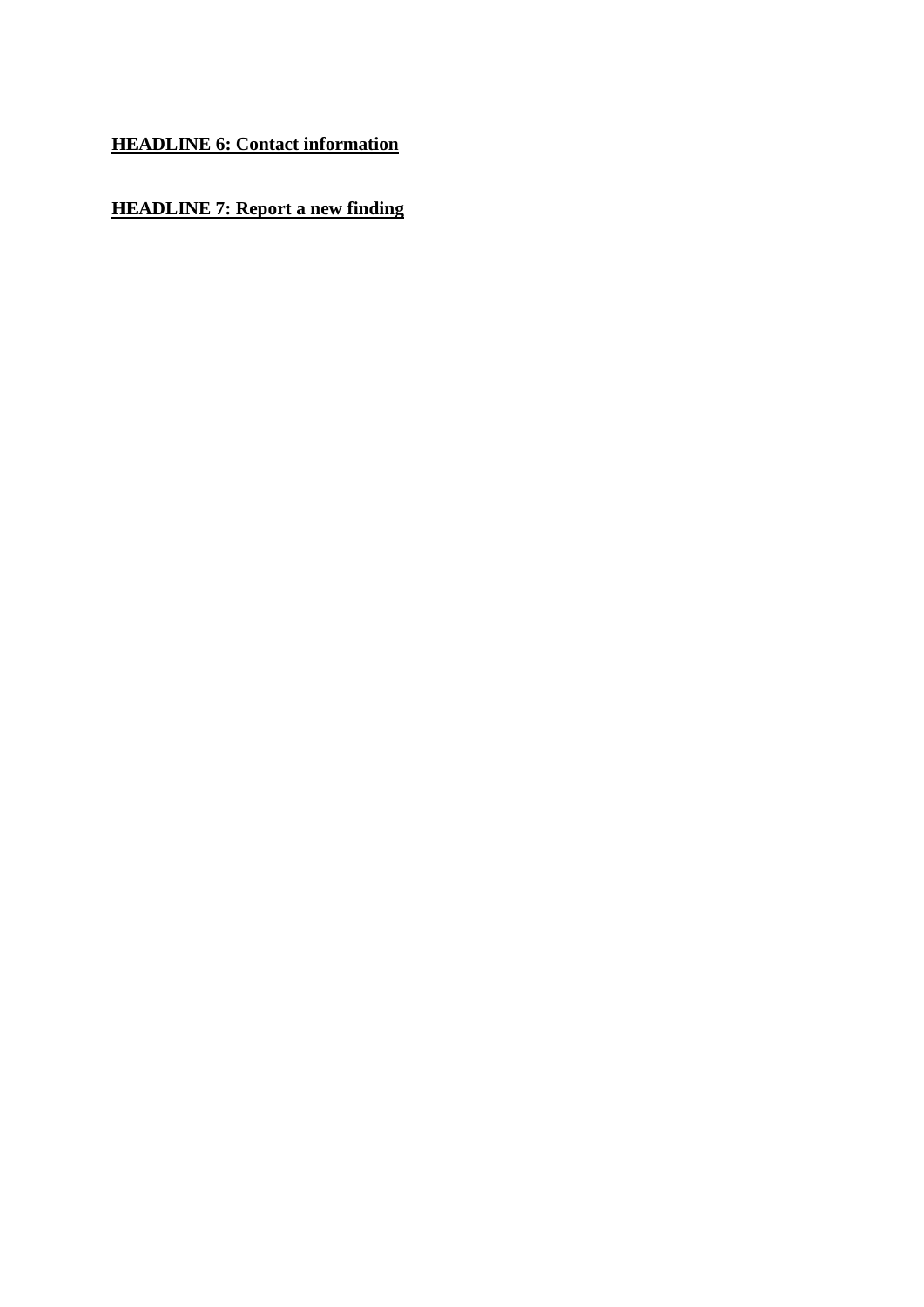**HEADLINE 6: Contact information**

**HEADLINE 7: Report a new finding**